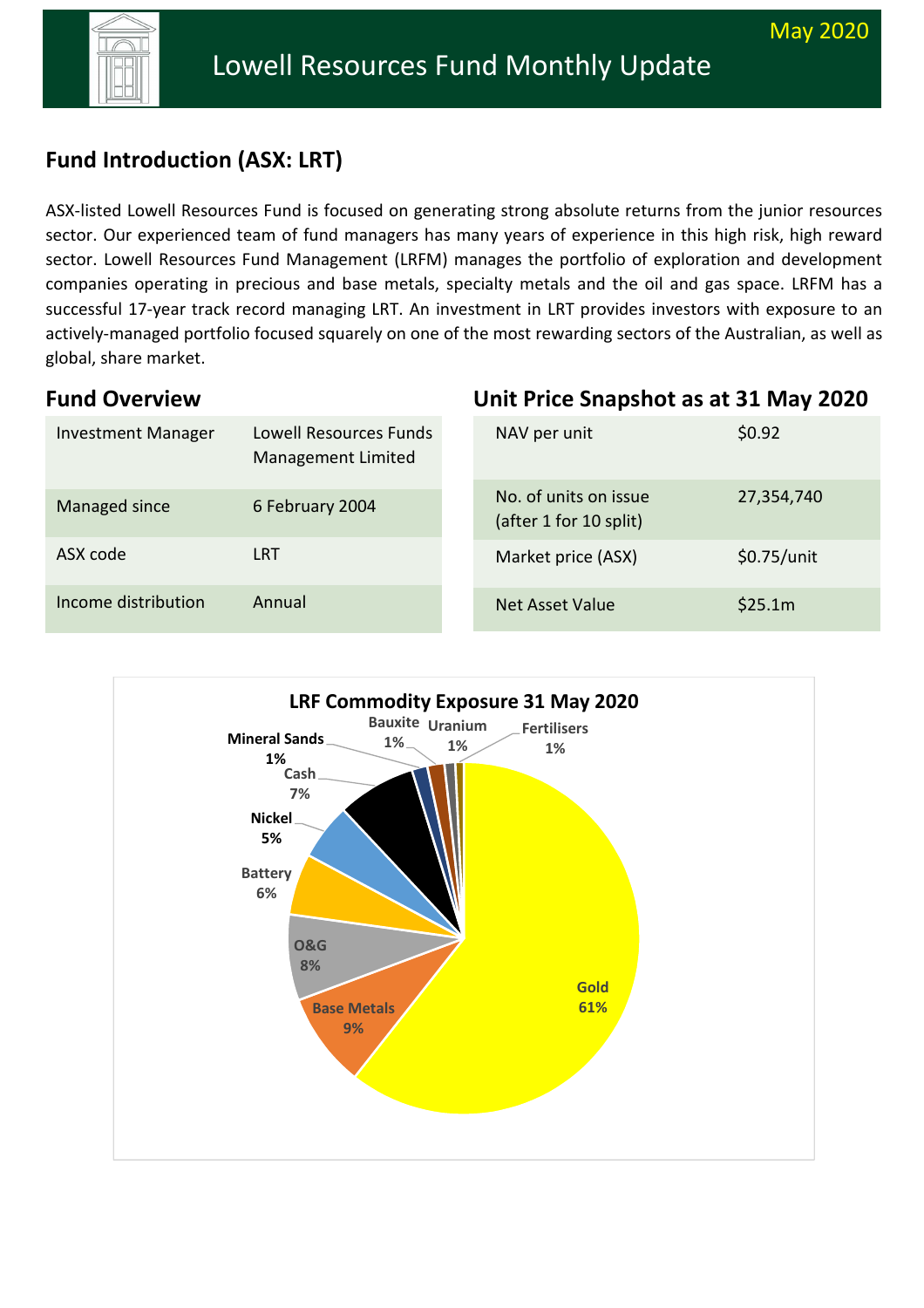# Lowell Resources Fund Monthly Update

May 2020

## Fund Introduction (ASX: LRT)

ASX-listed Lowell Resources Fund is focused on generating strong absolute returns from the junior resources sector. Our experienced team of fund managers has many years of experience in this high risk, high reward sector. Lowell Resources Fund Management (LRFM) manages the portfolio of exploration and development companies operating in precious and base metals, specialty metals and the oil and gas space. LRFM has a successful 17-year track record managing LRT. An investment in LRT provides investors with exposure to an actively-managed portfolio focused squarely on one of the most rewarding sectors of the Australian, as well as global, share market.

## Fund Overview

| | |
|---|---|
| Investment Manager | Lowell Resources Funds Management Limited |
| Managed since | 6 February 2004 |
| ASX code | LRT |
| Income distribution | Annual |

## Unit Price Snapshot as at 31 May 2020

| | |
|---|---|
| NAV per unit | $0.92 |
| No. of units on issue (after 1 for 10 split) | 27,354,740 |
| Market price (ASX) | $0.75/unit |
| Net Asset Value | $25.1m |

**LRF Commodity Exposure 31 May 2020**

| Commodity | Exposure |
|---|---|
| Gold | 61% |
| Base Metals | 9% |
| O&G | 8% |
| Battery | 6% |
| Nickel | 5% |
| Cash | 7% |
| Mineral Sands | 1% |
| Bauxite | 1% |
| Uranium | 1% |
| Fertilisers | 1% |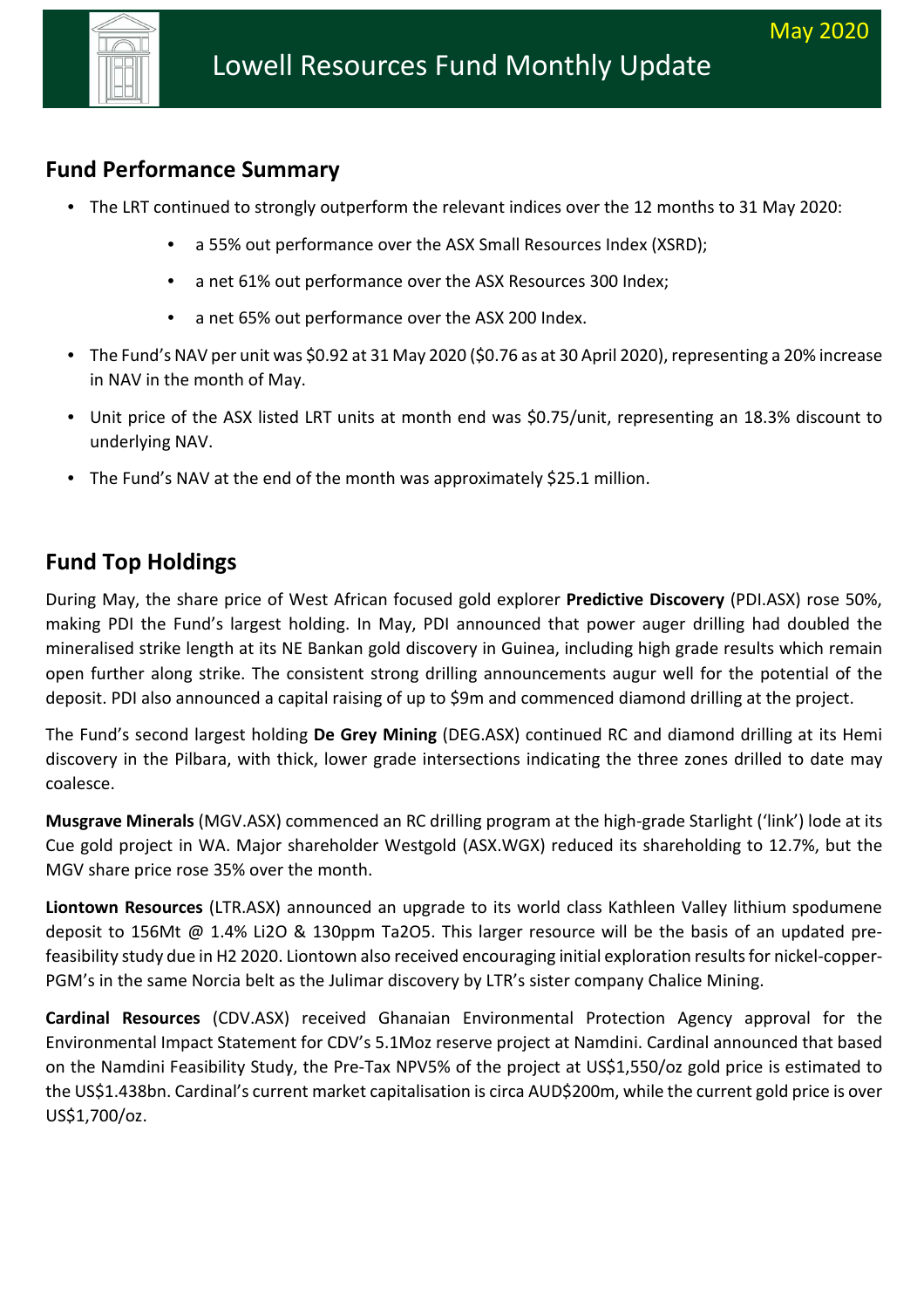# Lowell Resources Fund Monthly Update

May 2020

## Fund Performance Summary

- The LRT continued to strongly outperform the relevant indices over the 12 months to 31 May 2020:
    - a 55% out performance over the ASX Small Resources Index (XSRD);
    - a net 61% out performance over the ASX Resources 300 Index;
    - a net 65% out performance over the ASX 200 Index.
- The Fund's NAV per unit was $0.92 at 31 May 2020 ($0.76 as at 30 April 2020), representing a 20% increase in NAV in the month of May.
- Unit price of the ASX listed LRT units at month end was $0.75/unit, representing an 18.3% discount to underlying NAV.
- The Fund's NAV at the end of the month was approximately $25.1 million.

## Fund Top Holdings

During May, the share price of West African focused gold explorer **Predictive Discovery** (PDI.ASX) rose 50%, making PDI the Fund's largest holding. In May, PDI announced that power auger drilling had doubled the mineralised strike length at its NE Bankan gold discovery in Guinea, including high grade results which remain open further along strike. The consistent strong drilling announcements augur well for the potential of the deposit. PDI also announced a capital raising of up to $9m and commenced diamond drilling at the project.

The Fund's second largest holding **De Grey Mining** (DEG.ASX) continued RC and diamond drilling at its Hemi discovery in the Pilbara, with thick, lower grade intersections indicating the three zones drilled to date may coalesce.

**Musgrave Minerals** (MGV.ASX) commenced an RC drilling program at the high-grade Starlight ('link') lode at its Cue gold project in WA. Major shareholder Westgold (ASX.WGX) reduced its shareholding to 12.7%, but the MGV share price rose 35% over the month.

**Liontown Resources** (LTR.ASX) announced an upgrade to its world class Kathleen Valley lithium spodumene deposit to 156Mt @ 1.4% $Li_2O$ & 130ppm $Ta_2O_5$. This larger resource will be the basis of an updated pre-feasibility study due in H2 2020. Liontown also received encouraging initial exploration results for nickel-copper-PGM's in the same Norcia belt as the Julimar discovery by LTR's sister company Chalice Mining.

**Cardinal Resources** (CDV.ASX) received Ghanaian Environmental Protection Agency approval for the Environmental Impact Statement for CDV's 5.1Moz reserve project at Namdini. Cardinal announced that based on the Namdini Feasibility Study, the Pre-Tax NPV5% of the project at US$1,550/oz gold price is estimated to the US$1.438bn. Cardinal's current market capitalisation is circa AUD$200m, while the current gold price is over US$1,700/oz.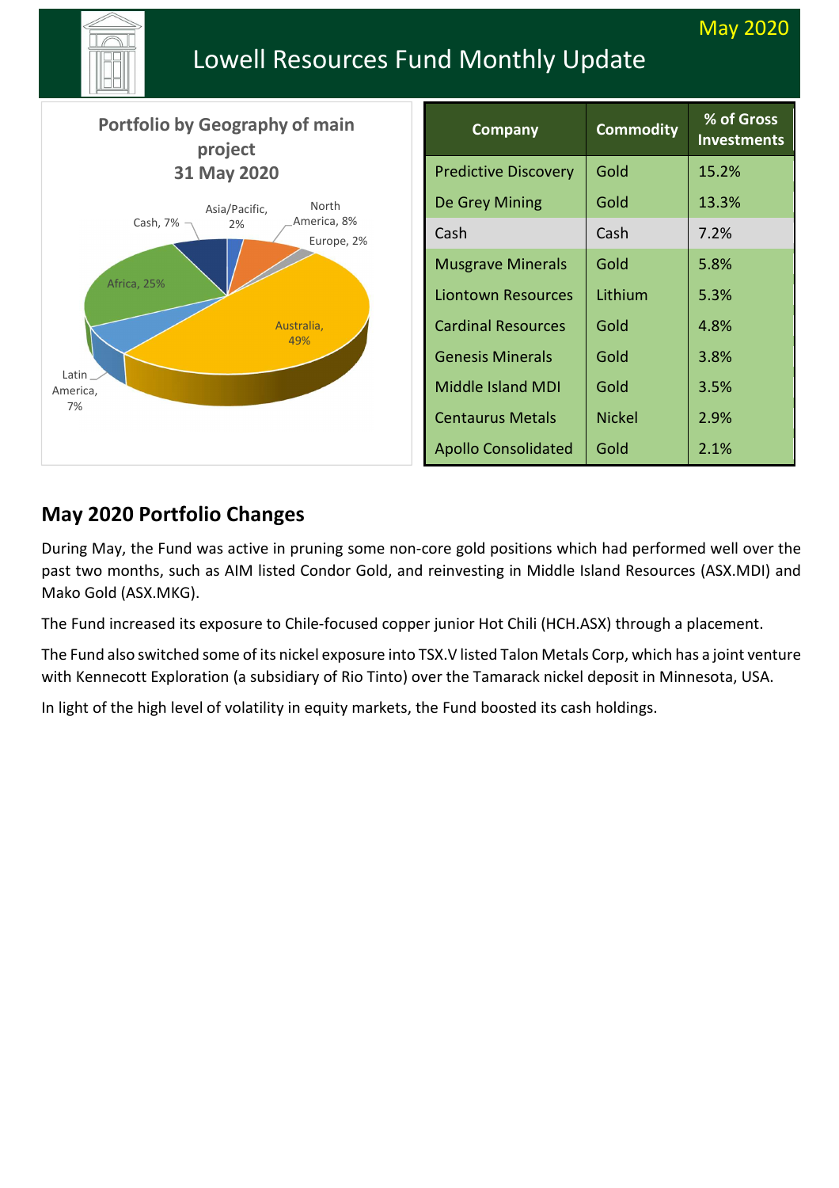# Lowell Resources Fund Monthly Update

May 2020

**Portfolio by Geography of main project**
**31 May 2020**

Australia, 49%
Africa, 25%
North America, 8%
Cash, 7%
Latin America, 7%
Asia/Pacific, 2%
Europe, 2%

| Company | Commodity | % of Gross Investments |
|---|---|---|
| Predictive Discovery | Gold | 15.2% |
| De Grey Mining | Gold | 13.3% |
| Cash | Cash | 7.2% |
| Musgrave Minerals | Gold | 5.8% |
| Liontown Resources | Lithium | 5.3% |
| Cardinal Resources | Gold | 4.8% |
| Genesis Minerals | Gold | 3.8% |
| Middle Island MDI | Gold | 3.5% |
| Centaurus Metals | Nickel | 2.9% |
| Apollo Consolidated | Gold | 2.1% |

## May 2020 Portfolio Changes

During May, the Fund was active in pruning some non-core gold positions which had performed well over the past two months, such as AIM listed Condor Gold, and reinvesting in Middle Island Resources (ASX.MDI) and Mako Gold (ASX.MKG).

The Fund increased its exposure to Chile-focused copper junior Hot Chili (HCH.ASX) through a placement.

The Fund also switched some of its nickel exposure into TSX.V listed Talon Metals Corp, which has a joint venture with Kennecott Exploration (a subsidiary of Rio Tinto) over the Tamarack nickel deposit in Minnesota, USA.

In light of the high level of volatility in equity markets, the Fund boosted its cash holdings.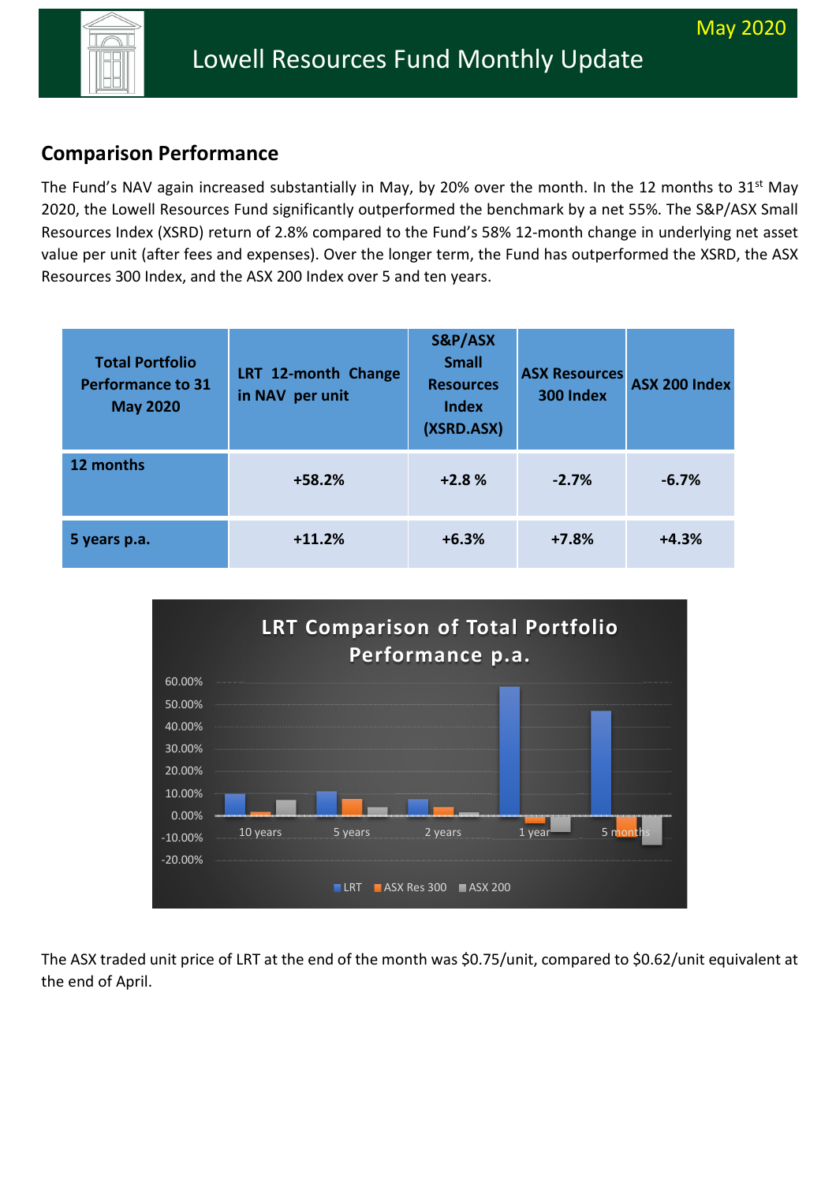# Lowell Resources Fund Monthly Update

May 2020

## Comparison Performance

The Fund's NAV again increased substantially in May, by 20% over the month. In the 12 months to 31st May 2020, the Lowell Resources Fund significantly outperformed the benchmark by a net 55%. The S&P/ASX Small Resources Index (XSRD) return of 2.8% compared to the Fund's 58% 12-month change in underlying net asset value per unit (after fees and expenses). Over the longer term, the Fund has outperformed the XSRD, the ASX Resources 300 Index, and the ASX 200 Index over 5 and ten years.

| Total Portfolio Performance to 31 May 2020 | LRT 12-month Change in NAV per unit | S&P/ASX Small Resources Index (XSRD.ASX) | ASX Resources 300 Index | ASX 200 Index |
|---|---|---|---|---|
| 12 months | +58.2% | +2.8 % | -2.7% | -6.7% |
| 5 years p.a. | +11.2% | +6.3% | +7.8% | +4.3% |

The ASX traded unit price of LRT at the end of the month was $0.75/unit, compared to $0.62/unit equivalent at the end of April.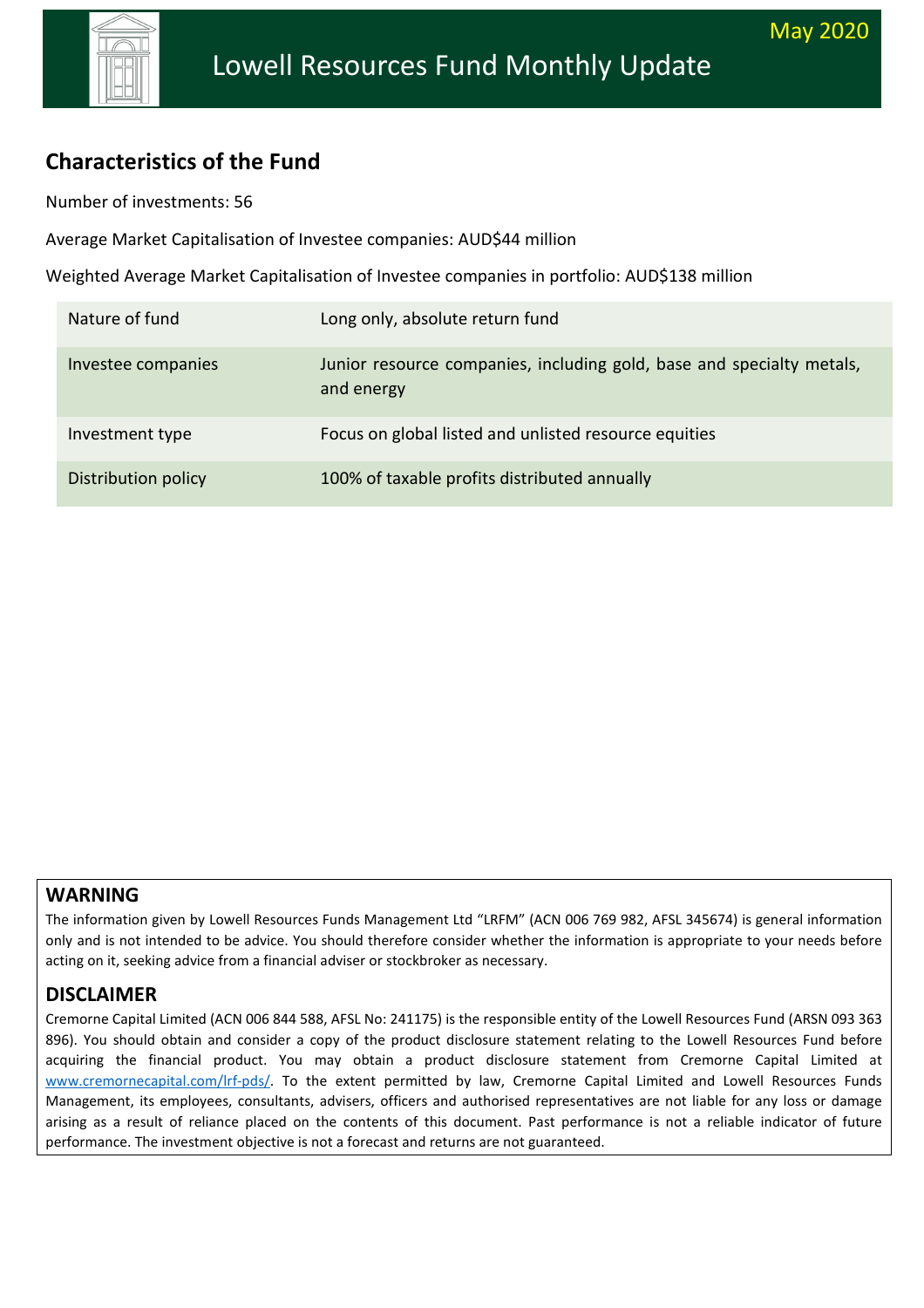## Characteristics of the Fund

Number of investments: 56

Average Market Capitalisation of Investee companies: AUD$44 million

Weighted Average Market Capitalisation of Investee companies in portfolio: AUD$138 million

| | |
|---|---|
| Nature of fund | Long only, absolute return fund |
| Investee companies | Junior resource companies, including gold, base and specialty metals, and energy |
| Investment type | Focus on global listed and unlisted resource equities |
| Distribution policy | 100% of taxable profits distributed annually |

## WARNING

The information given by Lowell Resources Funds Management Ltd "LRFM" (ACN 006 769 982, AFSL 345674) is general information only and is not intended to be advice. You should therefore consider whether the information is appropriate to your needs before acting on it, seeking advice from a financial adviser or stockbroker as necessary.

## DISCLAIMER

Cremorne Capital Limited (ACN 006 844 588, AFSL No: 241175) is the responsible entity of the Lowell Resources Fund (ARSN 093 363 896). You should obtain and consider a copy of the product disclosure statement relating to the Lowell Resources Fund before acquiring the financial product. You may obtain a product disclosure statement from Cremorne Capital Limited at www.cremornecapital.com/lrf-pds/. To the extent permitted by law, Cremorne Capital Limited and Lowell Resources Funds Management, its employees, consultants, advisers, officers and authorised representatives are not liable for any loss or damage arising as a result of reliance placed on the contents of this document. Past performance is not a reliable indicator of future performance. The investment objective is not a forecast and returns are not guaranteed.